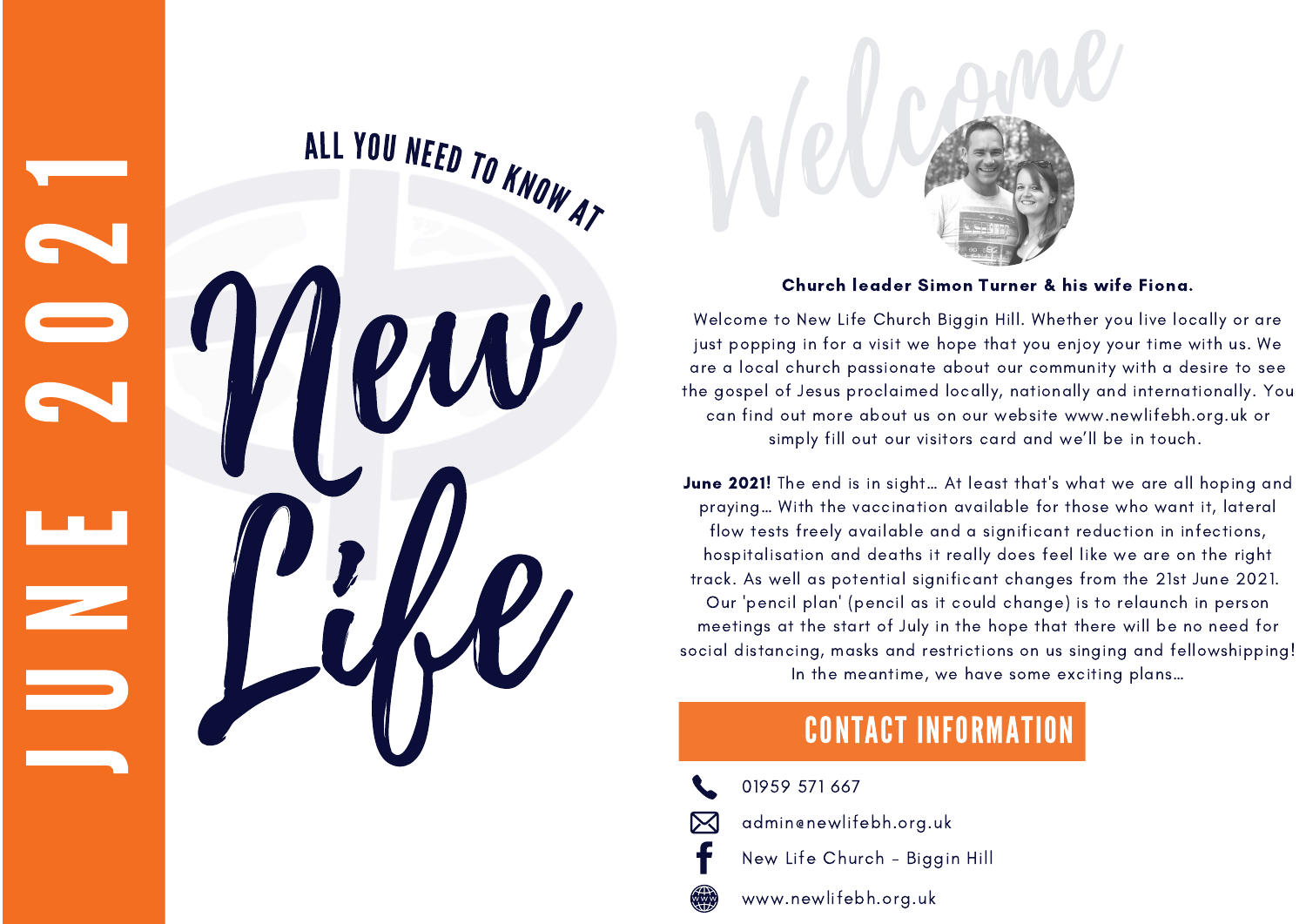# JUNE 2021

ALL YOU NEED TO KNOW AT

# New Life

## Welcome

**Church leader Simon Turner & his wife Fiona.**

Welcome to New Life Church Biggin Hill. Whether you live locally or are just popping in for a visit we hope that you enjoy your time with us. We are a local church passionate about our community with a desire to see the gospel of Jesus proclaimed locally, nationally and internationally. You can find out more about us on our website www.newlifebh.org.uk or simply fill out our visitors card and we'll be in touch.

**June 2021!** The end is in sight… At least that's what we are all hoping and praying… With the vaccination available for those who want it, lateral flow tests freely available and a significant reduction in infections, hospitalisation and deaths it really does feel like we are on the right track. As well as potential significant changes from the 21st June 2021. Our 'pencil plan' (pencil as it could change) is to relaunch in person meetings at the start of July in the hope that there will be no need for social distancing, masks and restrictions on us singing and fellowshipping! In the meantime, we have some exciting plans…

## CONTACT INFORMATION

- 01959 571 667
- admin@newlifebh.org.uk
- New Life Church - Biggin Hill
- www.newlifebh.org.uk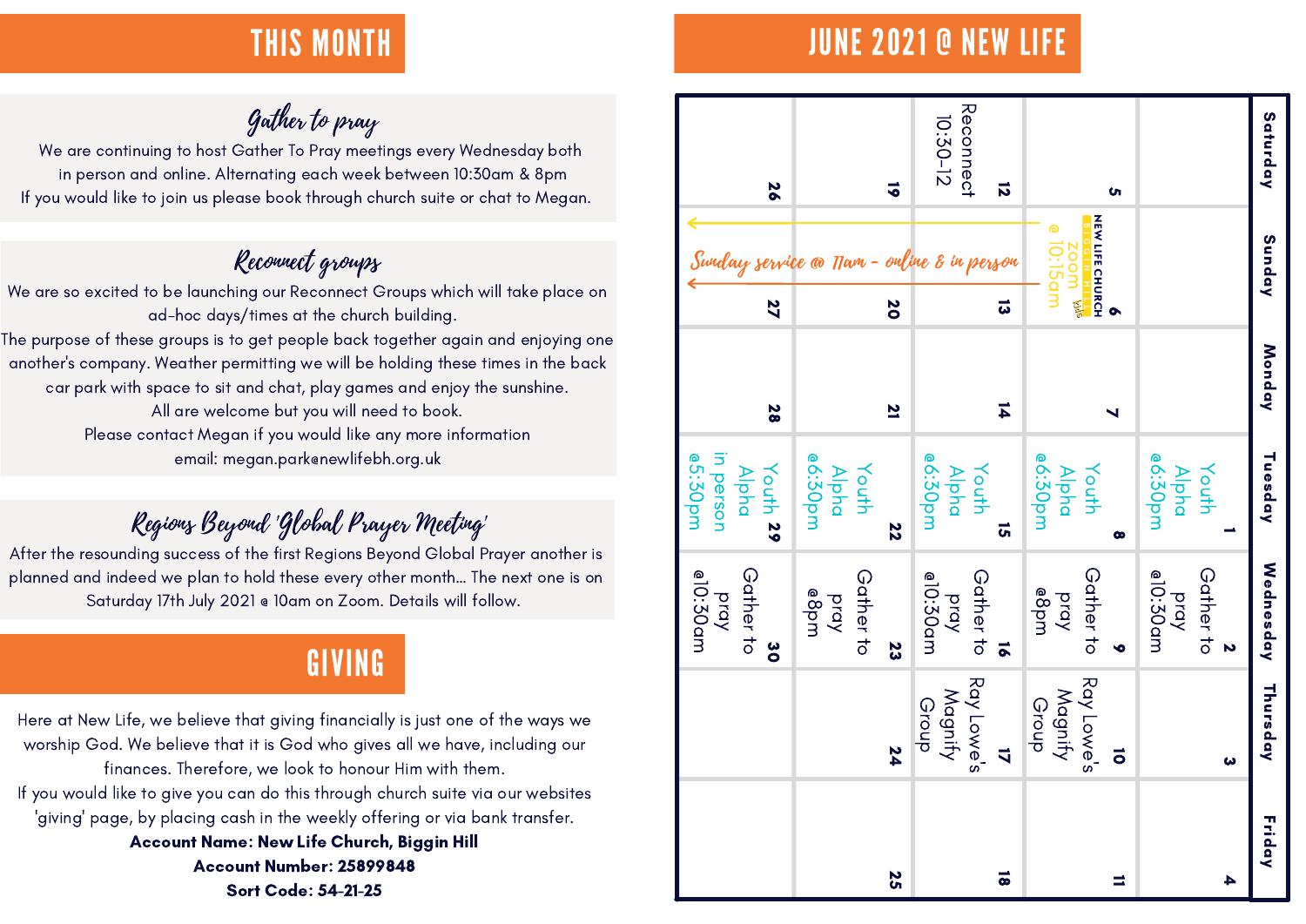# THIS MONTH

## Gather to pray

We are continuing to host Gather To Pray meetings every Wednesday both in person and online. Alternating each week between 10:30am & 8pm
If you would like to join us please book through church suite or chat to Megan.

## Reconnect groups

We are so excited to be launching our Reconnect Groups which will take place on ad-hoc days/times at the church building.
The purpose of these groups is to get people back together again and enjoying one another's company. Weather permitting we will be holding these times in the back car park with space to sit and chat, play games and enjoy the sunshine.
All are welcome but you will need to book.
Please contact Megan if you would like any more information
email: megan.park@newlifebh.org.uk

## Regions Beyond 'Global Prayer Meeting'

After the resounding success of the first Regions Beyond Global Prayer another is planned and indeed we plan to hold these every other month... The next one is on Saturday 17th July 2021 @ 10am on Zoom. Details will follow.

# GIVING

Here at New Life, we believe that giving financially is just one of the ways we worship God. We believe that it is God who gives all we have, including our finances. Therefore, we look to honour Him with them.
If you would like to give you can do this through church suite via our websites 'giving' page, by placing cash in the weekly offering or via bank transfer.

**Account Name: New Life Church, Biggin Hill**
**Account Number: 25899848**
**Sort Code: 54-21-25**

# JUNE 2021 @ NEW LIFE

| Saturday | Sunday | Monday | Tuesday | Wednesday | Thursday | Friday |
|---|---|---|---|---|---|---|
| | | | 1 Youth Alpha @6:30pm | 2 Gather to pray @10:30am | 3 | 4 |
| 5 | 6 NEW LIFE CHURCH kids Zoom @ 10:15am | 7 | 8 Youth Alpha @6:30pm | 9 Gather to pray @8pm | 10 Ray Lowe's Magnify Group | 11 |
| 12 Reconnect 10:30-12 | 13 | 14 | 15 Youth Alpha @6:30pm | 16 Gather to pray @10:30am | 17 Ray Lowe's Magnify Group | 18 |
| 19 | 20 | 21 | 22 Youth Alpha @6:30pm | 23 Gather to pray @8pm | 24 | 25 |
| 26 | 27 | 28 | 29 Youth Alpha in person @5:30pm | 30 Gather to pray @10:30am | | |

Sunday service @ 11am - online & in person